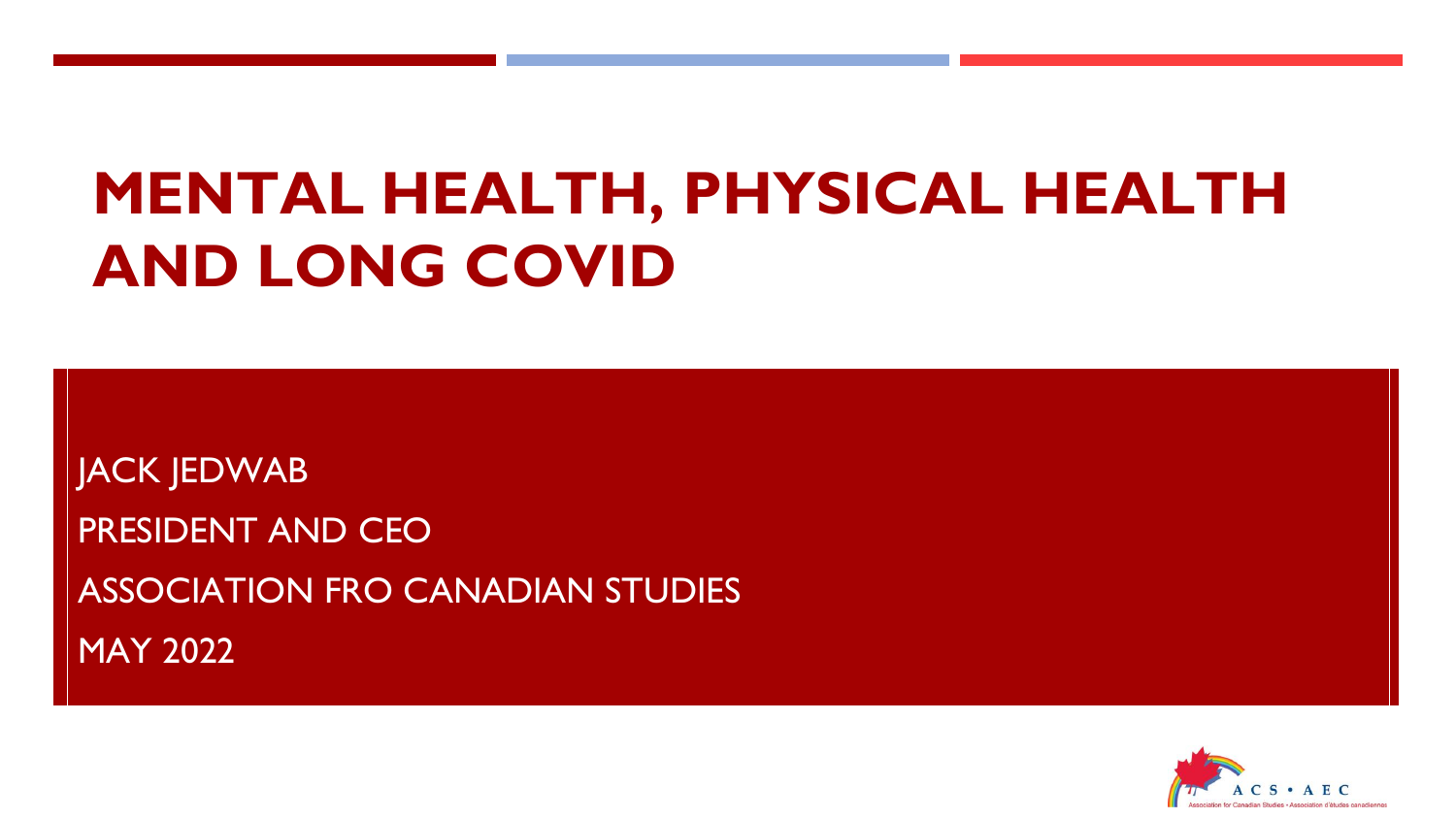# MENTAL HEALTH, PHYSICAL HEALTH AND LONG COVID

JACK JEDWAB

PRESIDENT AND CEO

ASSOCIATION FRO CANADIAN STUDIES

MAY 2022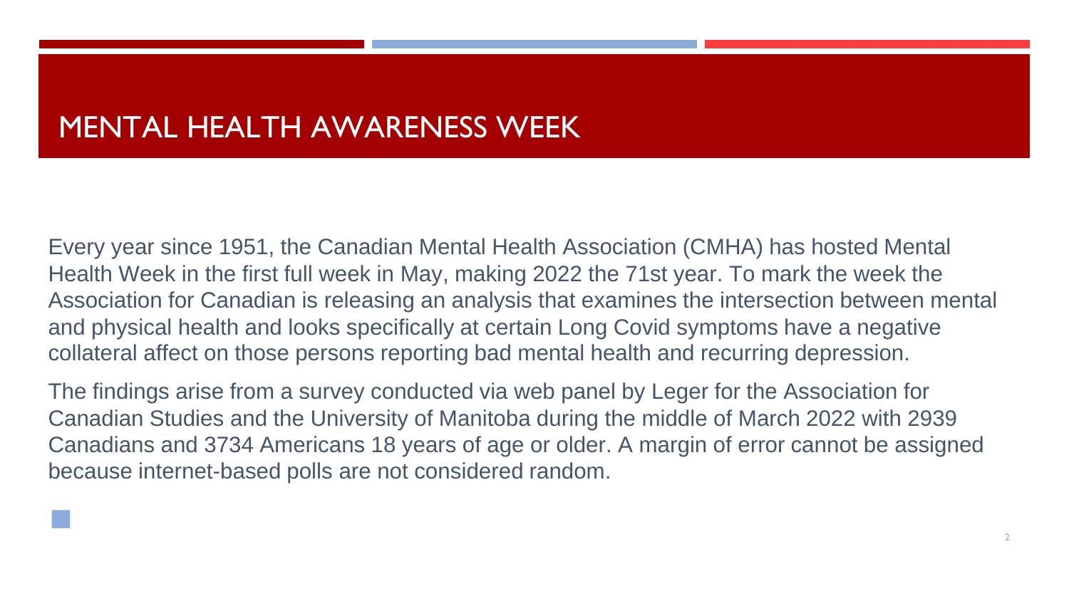# MENTAL HEALTH AWARENESS WEEK

Every year since 1951, the Canadian Mental Health Association (CMHA) has hosted Mental Health Week in the first full week in May, making 2022 the 71st year. To mark the week the Association for Canadian is releasing an analysis that examines the intersection between mental and physical health and looks specifically at certain Long Covid symptoms have a negative collateral affect on those persons reporting bad mental health and recurring depression.

The findings arise from a survey conducted via web panel by Leger for the Association for Canadian Studies and the University of Manitoba during the middle of March 2022 with 2939 Canadians and 3734 Americans 18 years of age or older. A margin of error cannot be assigned because internet-based polls are not considered random.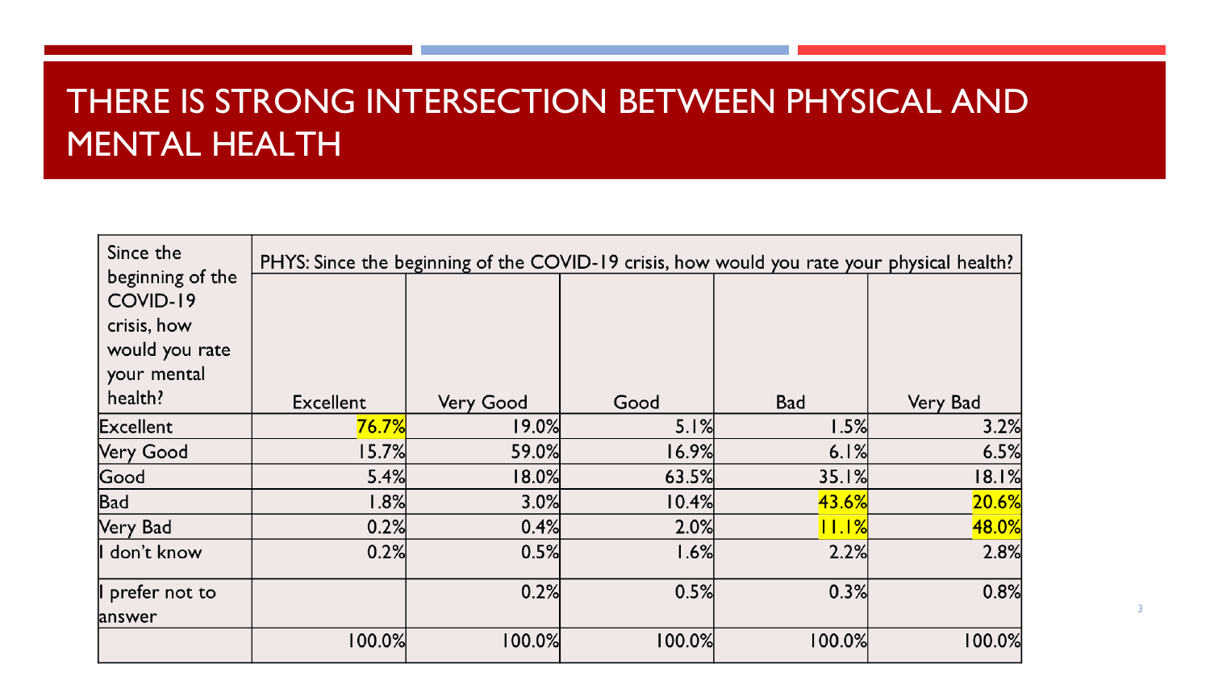# THERE IS STRONG INTERSECTION BETWEEN PHYSICAL AND MENTAL HEALTH

| Since the beginning of the COVID-19 crisis, how would you rate your mental health? | PHYS: Since the beginning of the COVID-19 crisis, how would you rate your physical health? | | | | |
|---|---|---|---|---|---|
| | Excellent | Very Good | Good | Bad | Very Bad |
| Excellent | 76.7% | 19.0% | 5.1% | 1.5% | 3.2% |
| Very Good | 15.7% | 59.0% | 16.9% | 6.1% | 6.5% |
| Good | 5.4% | 18.0% | 63.5% | 35.1% | 18.1% |
| Bad | 1.8% | 3.0% | 10.4% | 43.6% | 20.6% |
| Very Bad | 0.2% | 0.4% | 2.0% | 11.1% | 48.0% |
| I don't know | 0.2% | 0.5% | 1.6% | 2.2% | 2.8% |
| I prefer not to answer | | 0.2% | 0.5% | 0.3% | 0.8% |
| | 100.0% | 100.0% | 100.0% | 100.0% | 100.0% |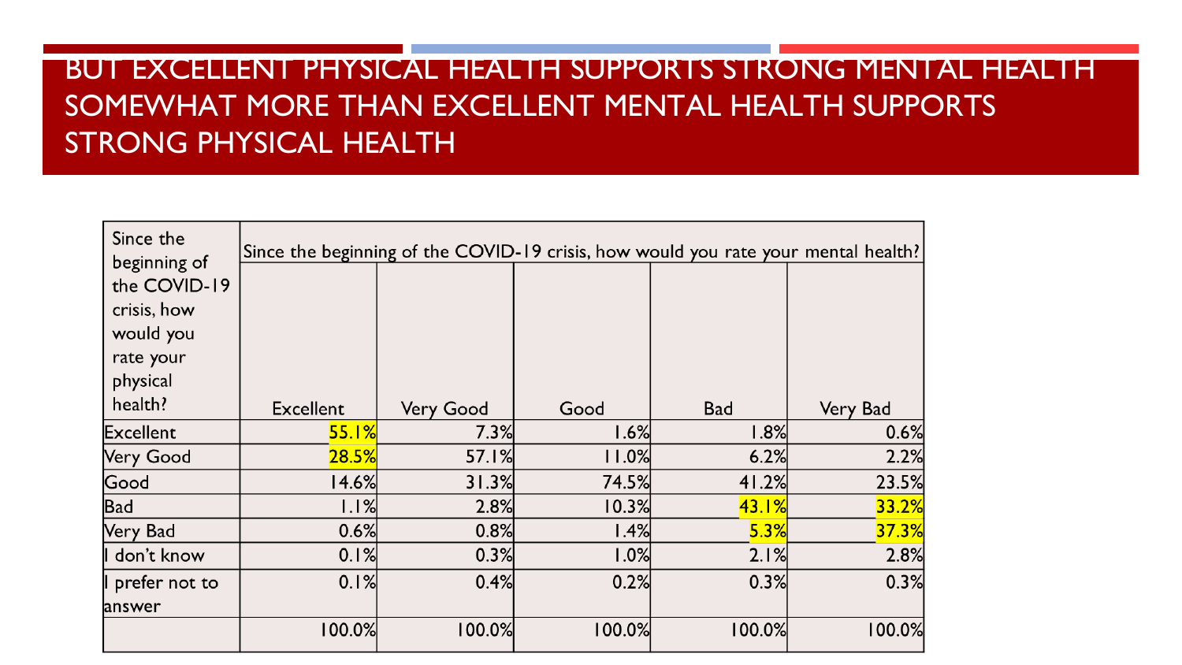# BUT EXCELLENT PHYSICAL HEALTH SUPPORTS STRONG MENTAL HEALTH SOMEWHAT MORE THAN EXCELLENT MENTAL HEALTH SUPPORTS STRONG PHYSICAL HEALTH

| Since the beginning of the COVID-19 crisis, how would you rate your physical health? | Since the beginning of the COVID-19 crisis, how would you rate your mental health? | | | | |
|---|---|---|---|---|---|
| | Excellent | Very Good | Good | Bad | Very Bad |
| Excellent | 55.1% | 7.3% | 1.6% | 1.8% | 0.6% |
| Very Good | 28.5% | 57.1% | 11.0% | 6.2% | 2.2% |
| Good | 14.6% | 31.3% | 74.5% | 41.2% | 23.5% |
| Bad | 1.1% | 2.8% | 10.3% | 43.1% | 33.2% |
| Very Bad | 0.6% | 0.8% | 1.4% | 5.3% | 37.3% |
| I don't know | 0.1% | 0.3% | 1.0% | 2.1% | 2.8% |
| I prefer not to answer | 0.1% | 0.4% | 0.2% | 0.3% | 0.3% |
| | 100.0% | 100.0% | 100.0% | 100.0% | 100.0% |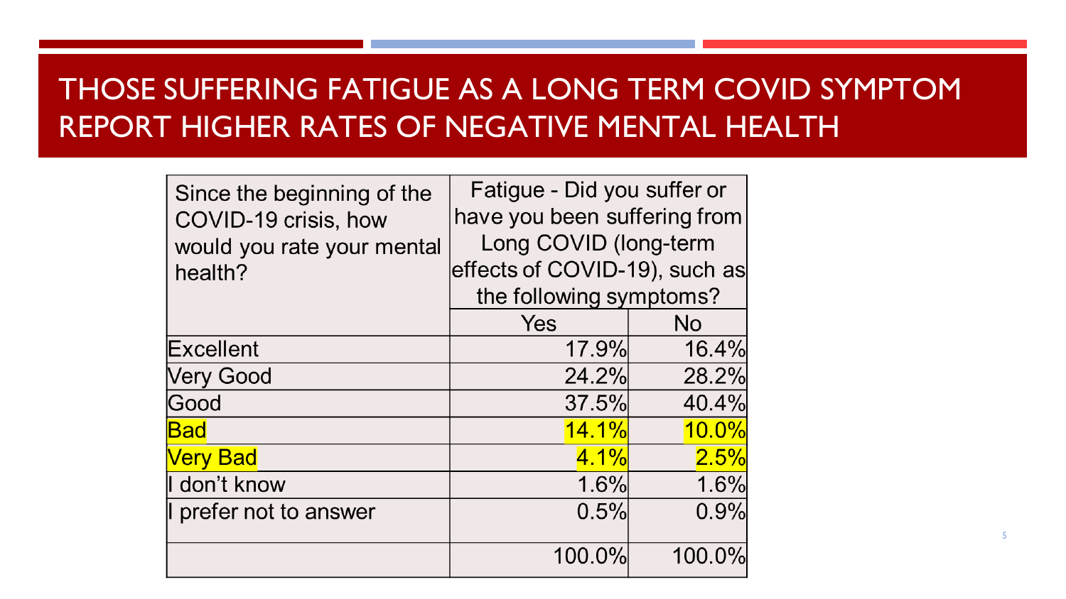# THOSE SUFFERING FATIGUE AS A LONG TERM COVID SYMPTOM REPORT HIGHER RATES OF NEGATIVE MENTAL HEALTH

| Since the beginning of the COVID-19 crisis, how would you rate your mental health? | Fatigue - Did you suffer or have you been suffering from Long COVID (long-term effects of COVID-19), such as the following symptoms? | |
|---|---|---|
| | Yes | No |
| Excellent | 17.9% | 16.4% |
| Very Good | 24.2% | 28.2% |
| Good | 37.5% | 40.4% |
| Bad | 14.1% | 10.0% |
| Very Bad | 4.1% | 2.5% |
| I don't know | 1.6% | 1.6% |
| I prefer not to answer | 0.5% | 0.9% |
| | 100.0% | 100.0% |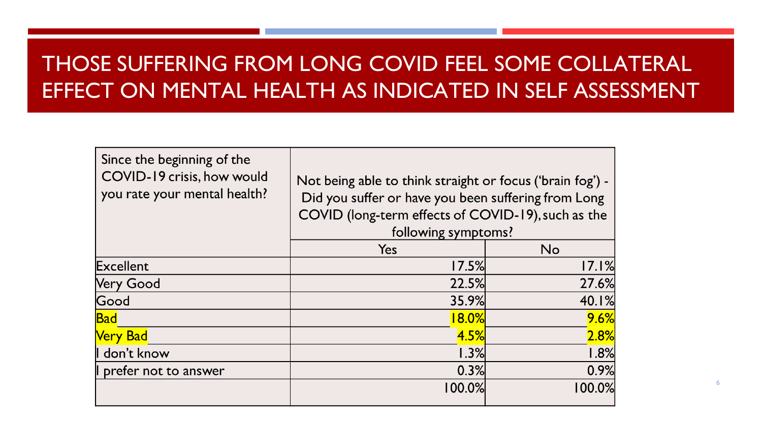# THOSE SUFFERING FROM LONG COVID FEEL SOME COLLATERAL EFFECT ON MENTAL HEALTH AS INDICATED IN SELF ASSESSMENT

| Since the beginning of the COVID-19 crisis, how would you rate your mental health? | Not being able to think straight or focus ('brain fog') - Did you suffer or have you been suffering from Long COVID (long-term effects of COVID-19), such as the following symptoms? | |
|---|---|---|
| | Yes | No |
| Excellent | 17.5% | 17.1% |
| Very Good | 22.5% | 27.6% |
| Good | 35.9% | 40.1% |
| Bad | 18.0% | 9.6% |
| Very Bad | 4.5% | 2.8% |
| I don't know | 1.3% | 1.8% |
| I prefer not to answer | 0.3% | 0.9% |
| | 100.0% | 100.0% |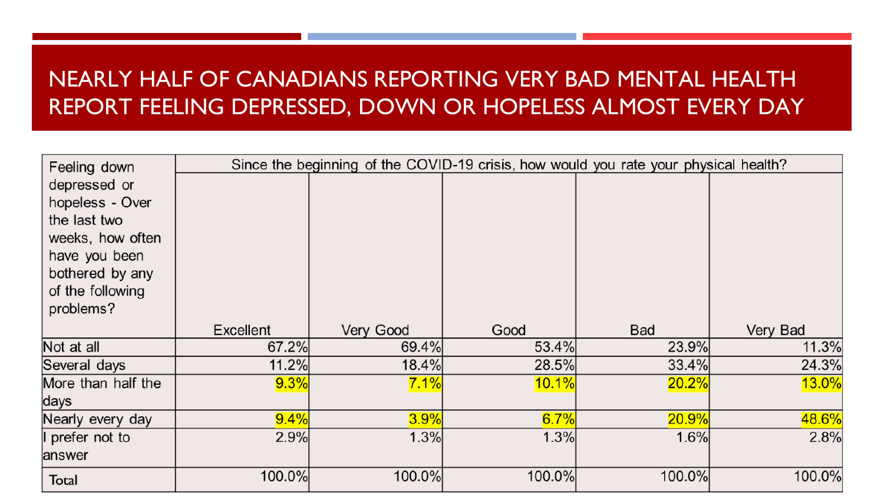# NEARLY HALF OF CANADIANS REPORTING VERY BAD MENTAL HEALTH REPORT FEELING DEPRESSED, DOWN OR HOPELESS ALMOST EVERY DAY

| Feeling down depressed or hopeless - Over the last two weeks, how often have you been bothered by any of the following problems? | Since the beginning of the COVID-19 crisis, how would you rate your physical health? | | | | |
|---|---|---|---|---|---|
| | Excellent | Very Good | Good | Bad | Very Bad |
| Not at all | 67.2% | 69.4% | 53.4% | 23.9% | 11.3% |
| Several days | 11.2% | 18.4% | 28.5% | 33.4% | 24.3% |
| More than half the days | 9.3% | 7.1% | 10.1% | 20.2% | 13.0% |
| Nearly every day | 9.4% | 3.9% | 6.7% | 20.9% | 48.6% |
| I prefer not to answer | 2.9% | 1.3% | 1.3% | 1.6% | 2.8% |
| Total | 100.0% | 100.0% | 100.0% | 100.0% | 100.0% |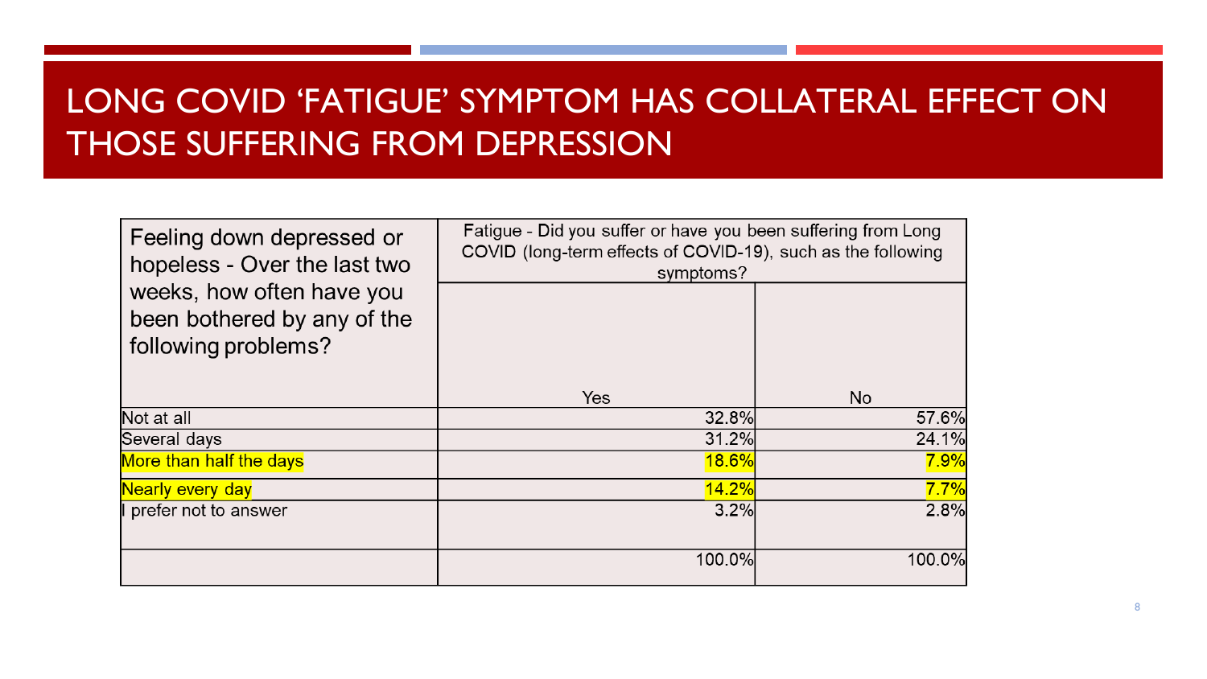# LONG COVID 'FATIGUE' SYMPTOM HAS COLLATERAL EFFECT ON THOSE SUFFERING FROM DEPRESSION

| Feeling down depressed or hopeless - Over the last two weeks, how often have you been bothered by any of the following problems? | Fatigue - Did you suffer or have you been suffering from Long COVID (long-term effects of COVID-19), such as the following symptoms? | |
|---|---|---|
| | Yes | No |
| Not at all | 32.8% | 57.6% |
| Several days | 31.2% | 24.1% |
| More than half the days | 18.6% | 7.9% |
| Nearly every day | 14.2% | 7.7% |
| I prefer not to answer | 3.2% | 2.8% |
| | 100.0% | 100.0% |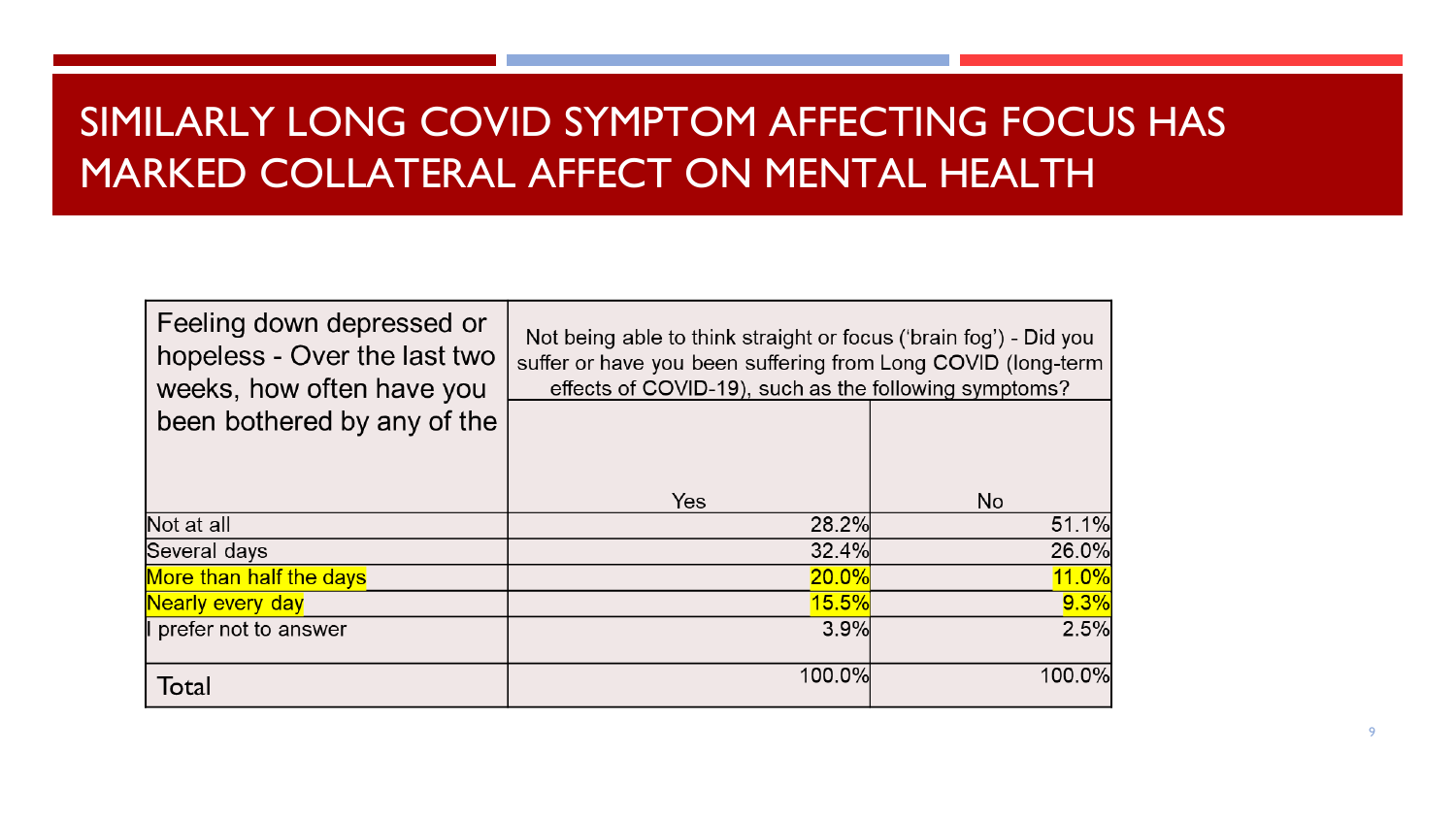# SIMILARLY LONG COVID SYMPTOM AFFECTING FOCUS HAS MARKED COLLATERAL AFFECT ON MENTAL HEALTH

| Feeling down depressed or hopeless - Over the last two weeks, how often have you been bothered by any of the | Not being able to think straight or focus ('brain fog') - Did you suffer or have you been suffering from Long COVID (long-term effects of COVID-19), such as the following symptoms? | |
|---|---|---|
| | Yes | No |
| Not at all | 28.2% | 51.1% |
| Several days | 32.4% | 26.0% |
| More than half the days | 20.0% | 11.0% |
| Nearly every day | 15.5% | 9.3% |
| I prefer not to answer | 3.9% | 2.5% |
| Total | 100.0% | 100.0% |